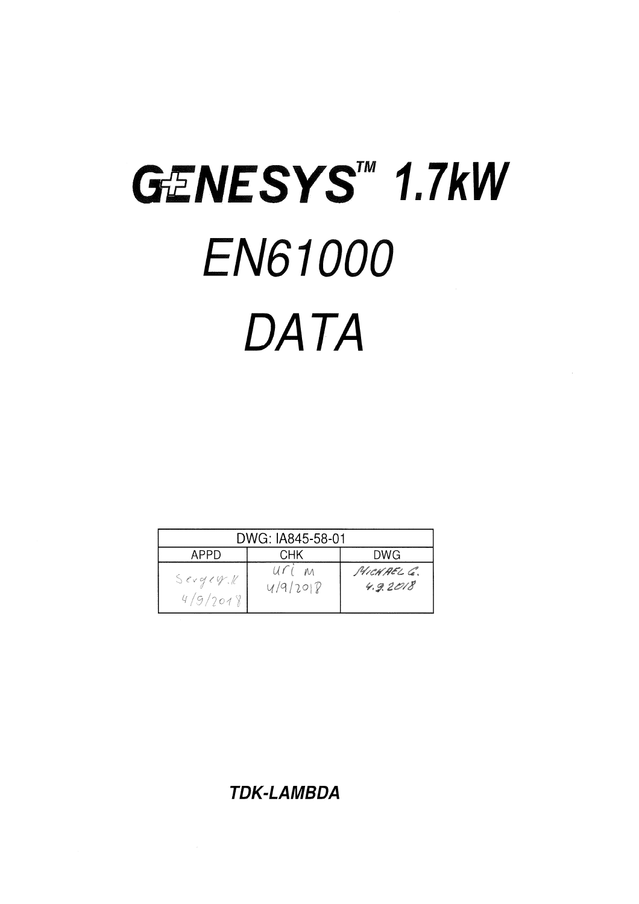# GENESYS™ 1.7kW

# EN61000

# DATA

| DWG: IA845-58-01 | | |
|---|---|---|
| APPD | CHK | DWG |
| Sergey.K 4/9/2018 | Uri M 4/9/2018 | MICHAEL G. 4.9.2018 |

**TDK-LAMBDA**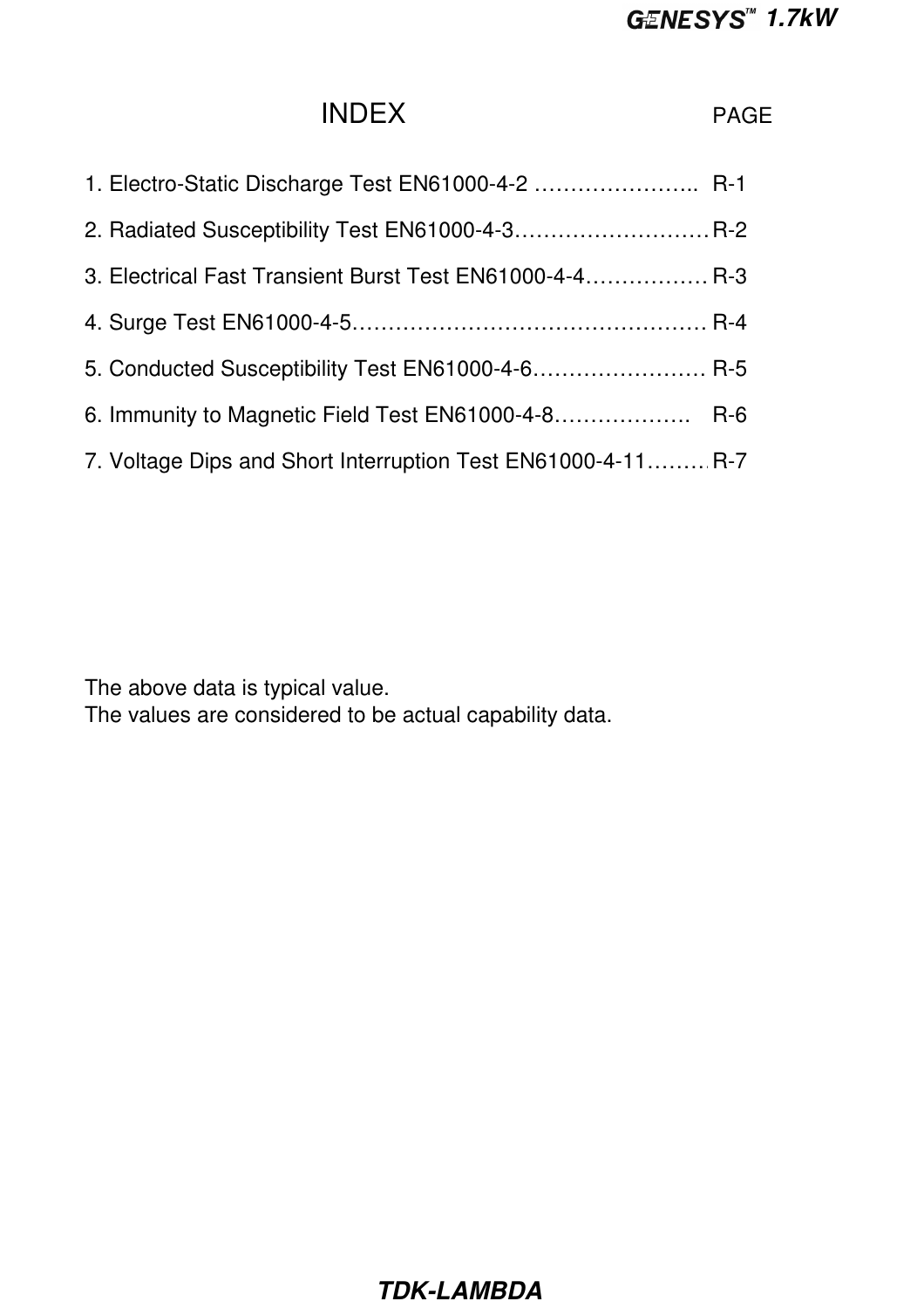# INDEX

| | PAGE |
|---|---|
| 1. Electro-Static Discharge Test EN61000-4-2 ………………….. | R-1 |
| 2. Radiated Susceptibility Test EN61000-4-3……………………… | R-2 |
| 3. Electrical Fast Transient Burst Test EN61000-4-4……………… | R-3 |
| 4. Surge Test EN61000-4-5………………………………………… | R-4 |
| 5. Conducted Susceptibility Test EN61000-4-6…………………… | R-5 |
| 6. Immunity to Magnetic Field Test EN61000-4-8………………. | R-6 |
| 7. Voltage Dips and Short Interruption Test EN61000-4-11……… | R-7 |

The above data is typical value.
The values are considered to be actual capability data.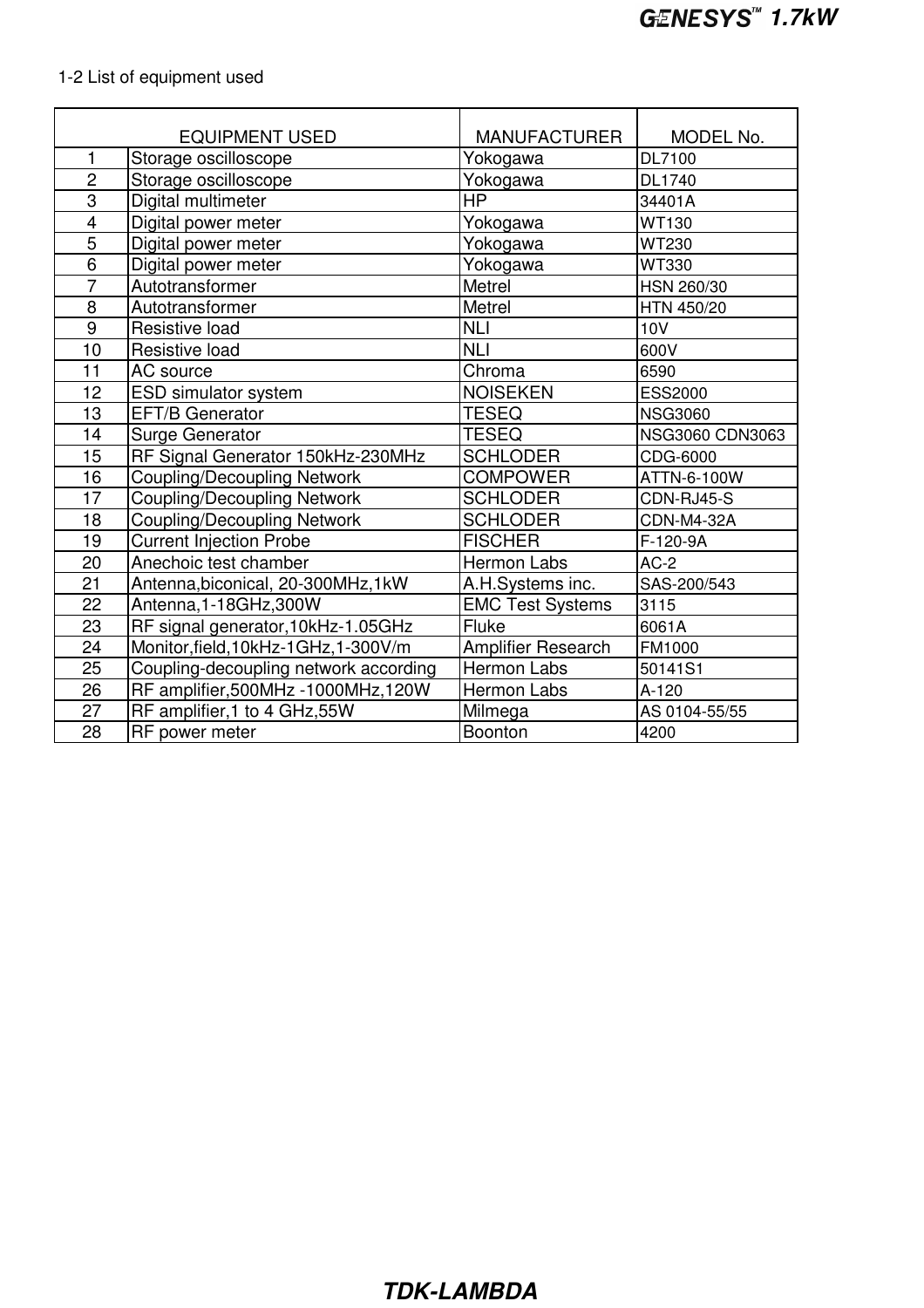1-2 List of equipment used

| | EQUIPMENT USED | MANUFACTURER | MODEL No. |
|---|---|---|---|
| 1 | Storage oscilloscope | Yokogawa | DL7100 |
| 2 | Storage oscilloscope | Yokogawa | DL1740 |
| 3 | Digital multimeter | HP | 34401A |
| 4 | Digital power meter | Yokogawa | WT130 |
| 5 | Digital power meter | Yokogawa | WT230 |
| 6 | Digital power meter | Yokogawa | WT330 |
| 7 | Autotransformer | Metrel | HSN 260/30 |
| 8 | Autotransformer | Metrel | HTN 450/20 |
| 9 | Resistive load | NLI | 10V |
| 10 | Resistive load | NLI | 600V |
| 11 | AC source | Chroma | 6590 |
| 12 | ESD simulator system | NOISEKEN | ESS2000 |
| 13 | EFT/B Generator | TESEQ | NSG3060 |
| 14 | Surge Generator | TESEQ | NSG3060 CDN3063 |
| 15 | RF Signal Generator 150kHz-230MHz | SCHLODER | CDG-6000 |
| 16 | Coupling/Decoupling Network | COMPOWER | ATTN-6-100W |
| 17 | Coupling/Decoupling Network | SCHLODER | CDN-RJ45-S |
| 18 | Coupling/Decoupling Network | SCHLODER | CDN-M4-32A |
| 19 | Current Injection Probe | FISCHER | F-120-9A |
| 20 | Anechoic test chamber | Hermon Labs | AC-2 |
| 21 | Antenna,biconical, 20-300MHz,1kW | A.H.Systems inc. | SAS-200/543 |
| 22 | Antenna,1-18GHz,300W | EMC Test Systems | 3115 |
| 23 | RF signal generator,10kHz-1.05GHz | Fluke | 6061A |
| 24 | Monitor,field,10kHz-1GHz,1-300V/m | Amplifier Research | FM1000 |
| 25 | Coupling-decoupling network according | Hermon Labs | 50141S1 |
| 26 | RF amplifier,500MHz -1000MHz,120W | Hermon Labs | A-120 |
| 27 | RF amplifier,1 to 4 GHz,55W | Milmega | AS 0104-55/55 |
| 28 | RF power meter | Boonton | 4200 |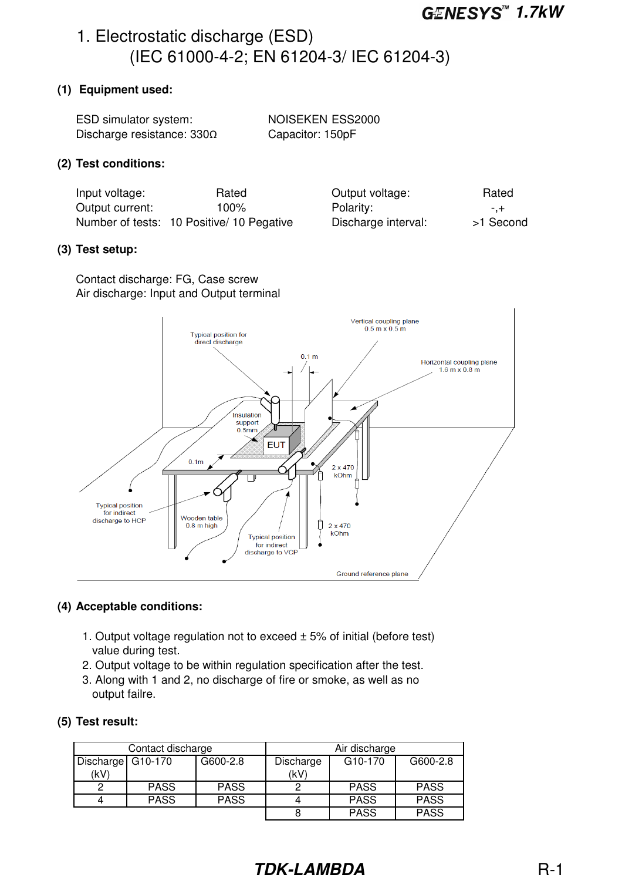# 1. Electrostatic discharge (ESD)
## (IEC 61000-4-2; EN 61204-3/ IEC 61204-3)

**(1) Equipment used:**

ESD simulator system: NOISEKEN ESS2000
Discharge resistance: 330Ω Capacitor: 150pF

**(2) Test conditions:**

| | | | |
|---|---|---|---|
| Input voltage: | Rated | Output voltage: | Rated |
| Output current: | 100% | Polarity: | -,+ |
| Number of tests: | 10 Positive/ 10 Pegative | Discharge interval: | >1 Second |

**(3) Test setup:**

Contact discharge: FG, Case screw
Air discharge: Input and Output terminal

**(4) Acceptable conditions:**

1. Output voltage regulation not to exceed ± 5% of initial (before test) value during test.
2. Output voltage to be within regulation specification after the test.
3. Along with 1 and 2, no discharge of fire or smoke, as well as no output failre.

**(5) Test result:**

| Contact discharge | | | Air discharge | | |
|---|---|---|---|---|---|
| Discharge (kV) | G10-170 | G600-2.8 | Discharge (kV) | G10-170 | G600-2.8 |
| 2 | PASS | PASS | 2 | PASS | PASS |
| 4 | PASS | PASS | 4 | PASS | PASS |
| | | | 8 | PASS | PASS |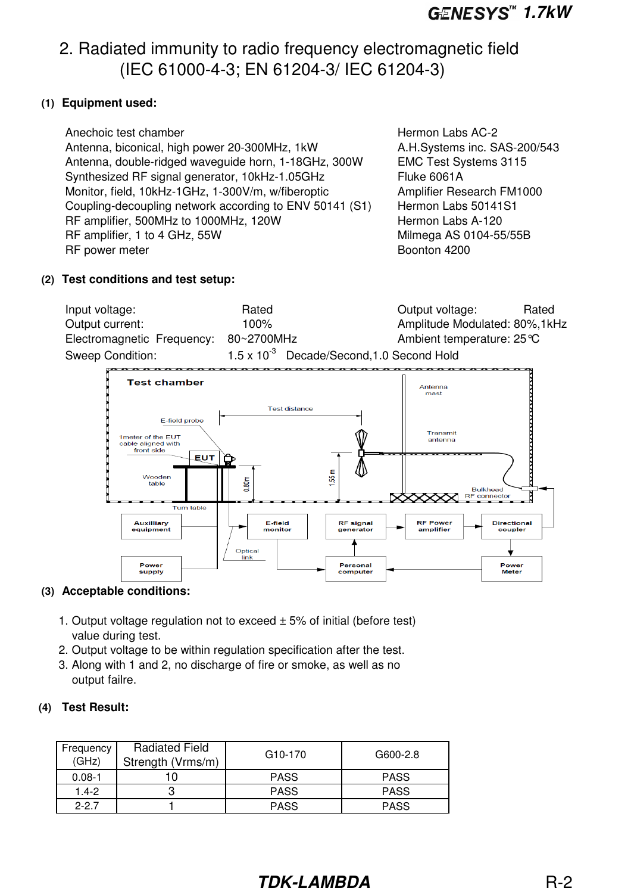# 2. Radiated immunity to radio frequency electromagnetic field (IEC 61000-4-3; EN 61204-3/ IEC 61204-3)

**(1) Equipment used:**

| | |
|---|---|
| Anechoic test chamber | Hermon Labs AC-2 |
| Antenna, biconical, high power 20-300MHz, 1kW | A.H.Systems inc. SAS-200/543 |
| Antenna, double-ridged waveguide horn, 1-18GHz, 300W | EMC Test Systems 3115 |
| Synthesized RF signal generator, 10kHz-1.05GHz | Fluke 6061A |
| Monitor, field, 10kHz-1GHz, 1-300V/m, w/fiberoptic | Amplifier Research FM1000 |
| Coupling-decoupling network according to ENV 50141 (S1) | Hermon Labs 50141S1 |
| RF amplifier, 500MHz to 1000MHz, 120W | Hermon Labs A-120 |
| RF amplifier, 1 to 4 GHz, 55W | Milmega AS 0104-55/55B |
| RF power meter | Boonton 4200 |

**(2) Test conditions and test setup:**

Input voltage: Rated  
Output voltage: Rated  
Output current: 100%  
Amplitude Modulated: 80%,1kHz  
Electromagnetic Frequency: 80~2700MHz  
Ambient temperature: 25℃  
Sweep Condition: $1.5 \times 10^{-3}$ Decade/Second,1.0 Second Hold

Test chamber — Antenna mast, Test distance, E-field probe, 1meter of the EUT cable aligned with front side, EUT, Transmit antenna, Wooden table, 0.80m, 1.55 m, Bulkhead RF connector, Turn table, Auxiliary equipment, E-field monitor, RF signal generator, RF Power amplifier, Directional coupler, Optical link, Power supply, Personal computer, Power Meter

**(3) Acceptable conditions:**

1. Output voltage regulation not to exceed ± 5% of initial (before test) value during test.
2. Output voltage to be within regulation specification after the test.
3. Along with 1 and 2, no discharge of fire or smoke, as well as no output failre.

**(4) Test Result:**

| Frequency (GHz) | Radiated Field Strength (Vrms/m) | G10-170 | G600-2.8 |
|---|---|---|---|
| 0.08-1 | 10 | PASS | PASS |
| 1.4-2 | 3 | PASS | PASS |
| 2-2.7 | 1 | PASS | PASS |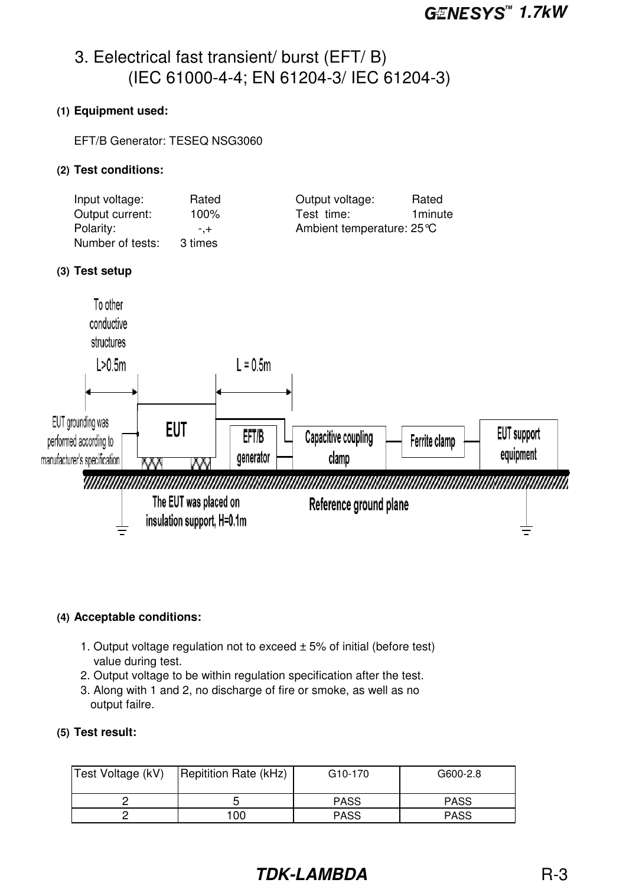## 3. Eelectrical fast transient/ burst (EFT/ B)
### (IEC 61000-4-4; EN 61204-3/ IEC 61204-3)

**(1) Equipment used:**

EFT/B Generator: TESEQ NSG3060

**(2) Test conditions:**

| | | | |
|---|---|---|---|
| Input voltage: | Rated | Output voltage: | Rated |
| Output current: | 100% | Test time: | 1minute |
| Polarity: | -,+ | Ambient temperature: | 25°C |
| Number of tests: | 3 times | | |

**(3) Test setup**

To other conductive structures

L>0.5m

L = 0.5m

EUT grounding was performed according to manufacturer's specification

EUT

EFT/B generator

Capacitive coupling clamp

Ferrite clamp

EUT support equipment

The EUT was placed on insulation support, H=0.1m

Reference ground plane

**(4) Acceptable conditions:**

1. Output voltage regulation not to exceed ± 5% of initial (before test) value during test.
2. Output voltage to be within regulation specification after the test.
3. Along with 1 and 2, no discharge of fire or smoke, as well as no output failre.

**(5) Test result:**

| Test Voltage (kV) | Repitition Rate (kHz) | G10-170 | G600-2.8 |
|---|---|---|---|
| 2 | 5 | PASS | PASS |
| 2 | 100 | PASS | PASS |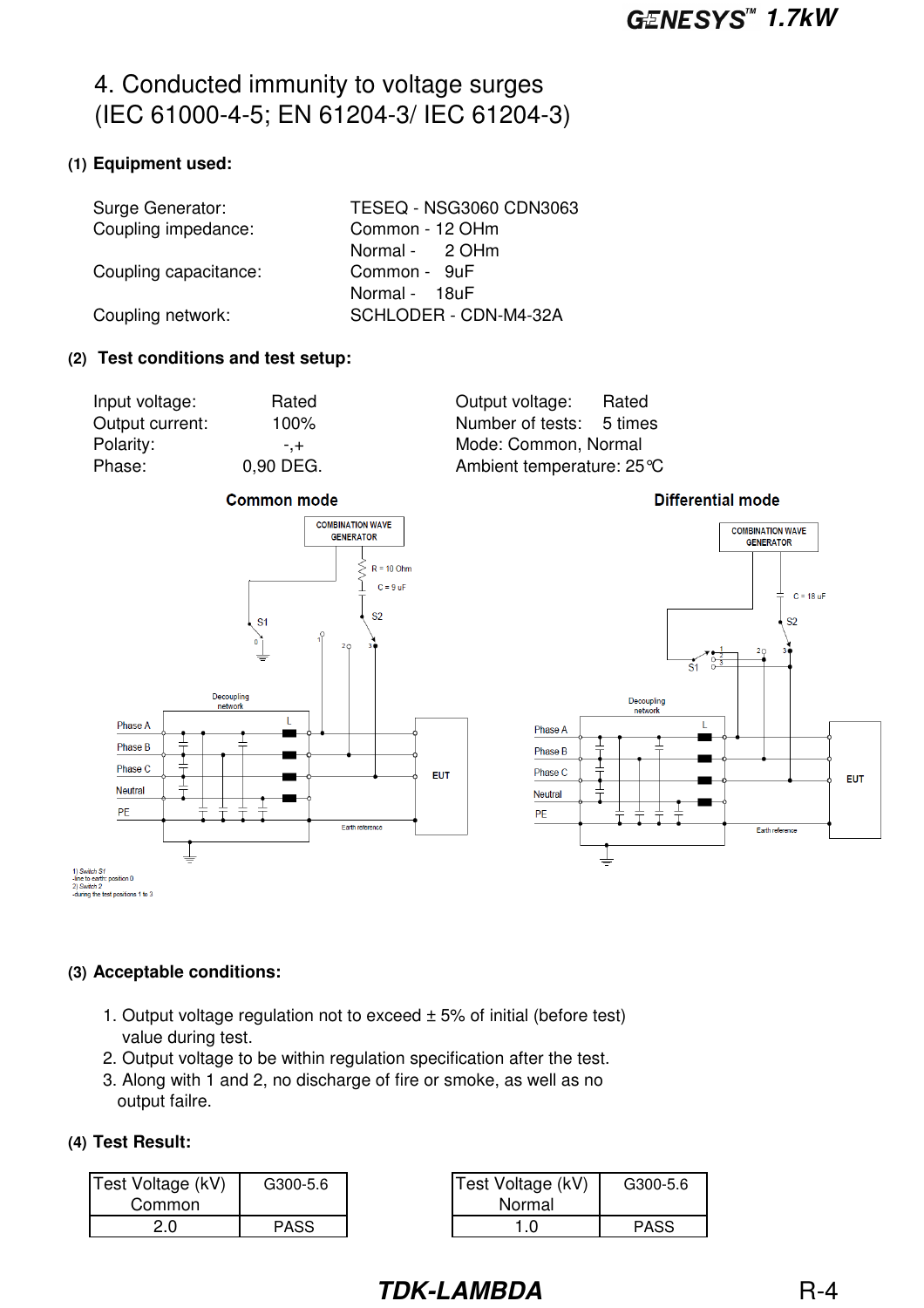# 4. Conducted immunity to voltage surges (IEC 61000-4-5; EN 61204-3/ IEC 61204-3)

**(1) Equipment used:**

| | |
|---|---|
| Surge Generator: | TESEQ - NSG3060 CDN3063 |
| Coupling impedance: | Common - 12 OHm |
| | Normal - 2 OHm |
| Coupling capacitance: | Common - 9uF |
| | Normal - 18uF |
| Coupling network: | SCHLODER - CDN-M4-32A |

**(2) Test conditions and test setup:**

| | | | |
|---|---|---|---|
| Input voltage: | Rated | Output voltage: | Rated |
| Output current: | 100% | Number of tests: | 5 times |
| Polarity: | -,+ | Mode: Common, Normal | |
| Phase: | 0,90 DEG. | Ambient temperature: 25°C | |

**Common mode**

COMBINATION WAVE GENERATOR; R = 10 Ohm; C = 9 uF; S1; S2; Decoupling network; L; Phase A; Phase B; Phase C; Neutral; PE; EUT; Earth reference

1) Switch S1
-line to earth: position 0
2) Switch 2
-during the test positions 1 to 3

**Differential mode**

COMBINATION WAVE GENERATOR; C = 18 uF; S2; S1; Decoupling network; L; Phase A; Phase B; Phase C; Neutral; PE; EUT; Earth reference

**(3) Acceptable conditions:**

1. Output voltage regulation not to exceed ± 5% of initial (before test) value during test.
2. Output voltage to be within regulation specification after the test.
3. Along with 1 and 2, no discharge of fire or smoke, as well as no output failre.

**(4) Test Result:**

| Test Voltage (kV) Common | G300-5.6 |
|---|---|
| 2.0 | PASS |

| Test Voltage (kV) Normal | G300-5.6 |
|---|---|
| 1.0 | PASS |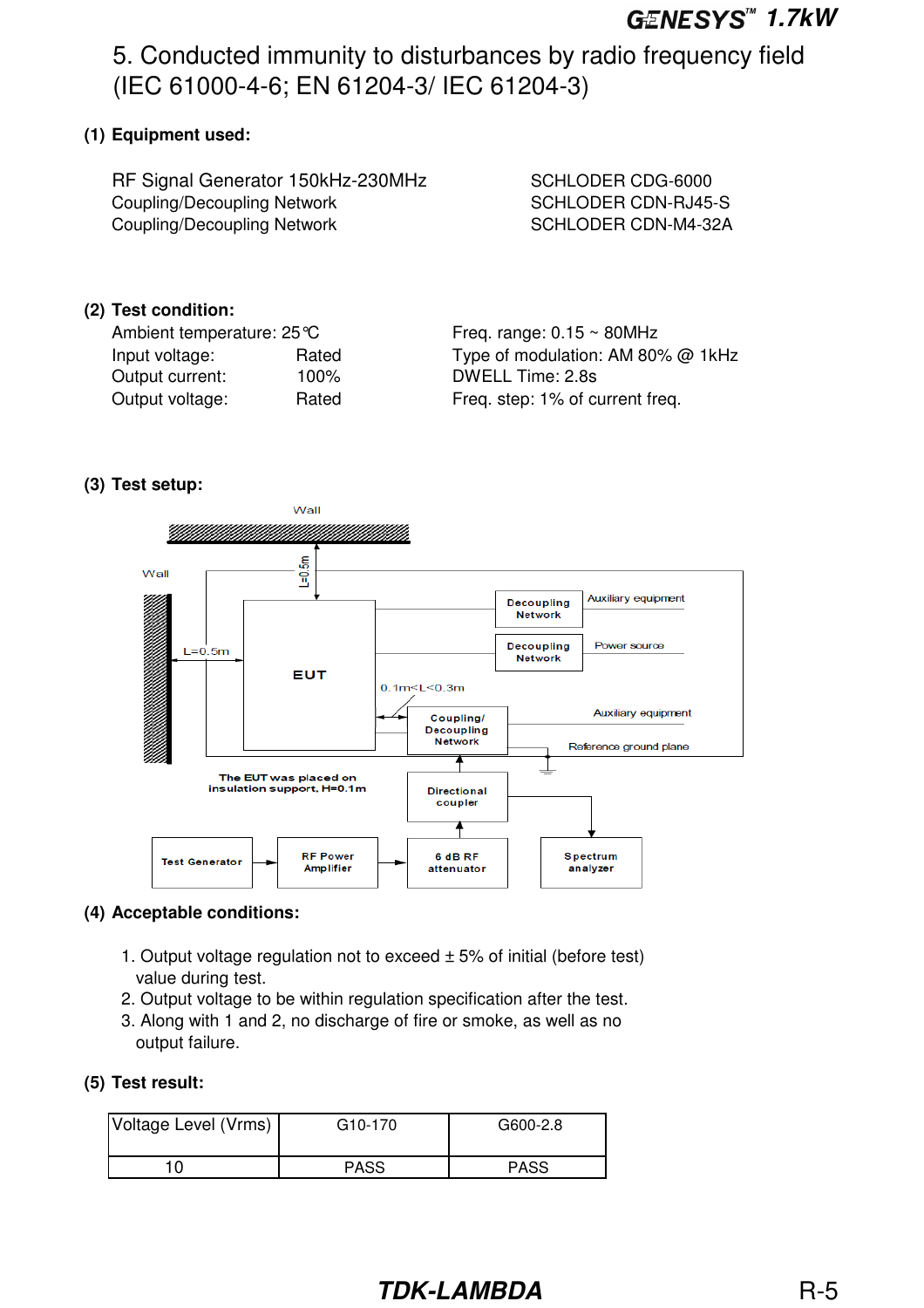# 5. Conducted immunity to disturbances by radio frequency field (IEC 61000-4-6; EN 61204-3/ IEC 61204-3)

**(1) Equipment used:**

| | |
|---|---|
| RF Signal Generator 150kHz-230MHz | SCHLODER CDG-6000 |
| Coupling/Decoupling Network | SCHLODER CDN-RJ45-S |
| Coupling/Decoupling Network | SCHLODER CDN-M4-32A |

**(2) Test condition:**

| | | |
|---|---|---|
| Ambient temperature: 25℃ | | Freq. range: 0.15 ~ 80MHz |
| Input voltage: | Rated | Type of modulation: AM 80% @ 1kHz |
| Output current: | 100% | DWELL Time: 2.8s |
| Output voltage: | Rated | Freq. step: 1% of current freq. |

**(3) Test setup:**

Wall

Wall

L=0.5m

L=0.5m

EUT

0.1m<L<0.3m

Decoupling Network — Auxiliary equipment

Decoupling Network — Power source

Coupling/ Decoupling Network — Auxiliary equipment

Reference ground plane

The EUT was placed on insulation support, H=0.1m

Directional coupler

Test Generator → RF Power Amplifier → 6 dB RF attenuator

Spectrum analyzer

**(4) Acceptable conditions:**

1. Output voltage regulation not to exceed ± 5% of initial (before test) value during test.
2. Output voltage to be within regulation specification after the test.
3. Along with 1 and 2, no discharge of fire or smoke, as well as no output failure.

**(5) Test result:**

| Voltage Level (Vrms) | G10-170 | G600-2.8 |
|---|---|---|
| 10 | PASS | PASS |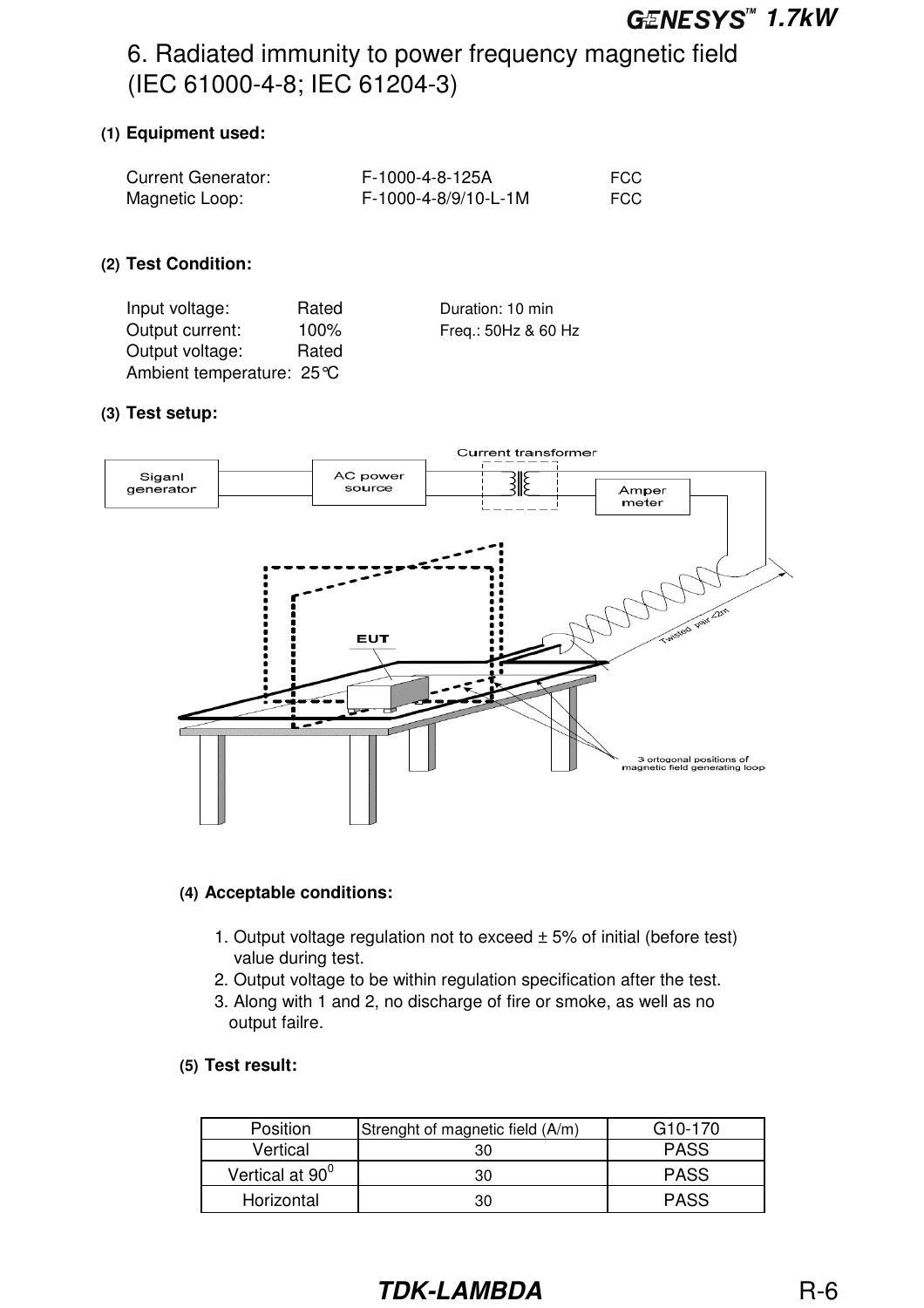# 6. Radiated immunity to power frequency magnetic field (IEC 61000-4-8; IEC 61204-3)

**(1) Equipment used:**

Current Generator: F-1000-4-8-125A FCC
Magnetic Loop: F-1000-4-8/9/10-L-1M FCC

**(2) Test Condition:**

Input voltage: Rated    Duration: 10 min
Output current: 100%    Freq.: 50Hz & 60 Hz
Output voltage: Rated
Ambient temperature: 25°C

**(3) Test setup:**

Siganl generator
AC power source
Current transformer
Amper meter
EUT
Twisted pair <2m
3 ortogonal positions of magnetic field generating loop

**(4) Acceptable conditions:**

1. Output voltage regulation not to exceed ± 5% of initial (before test) value during test.
2. Output voltage to be within regulation specification after the test.
3. Along with 1 and 2, no discharge of fire or smoke, as well as no output failre.

**(5) Test result:**

| Position | Strenght of magnetic field (A/m) | G10-170 |
|---|---|---|
| Vertical | 30 | PASS |
| Vertical at $90^0$ | 30 | PASS |
| Horizontal | 30 | PASS |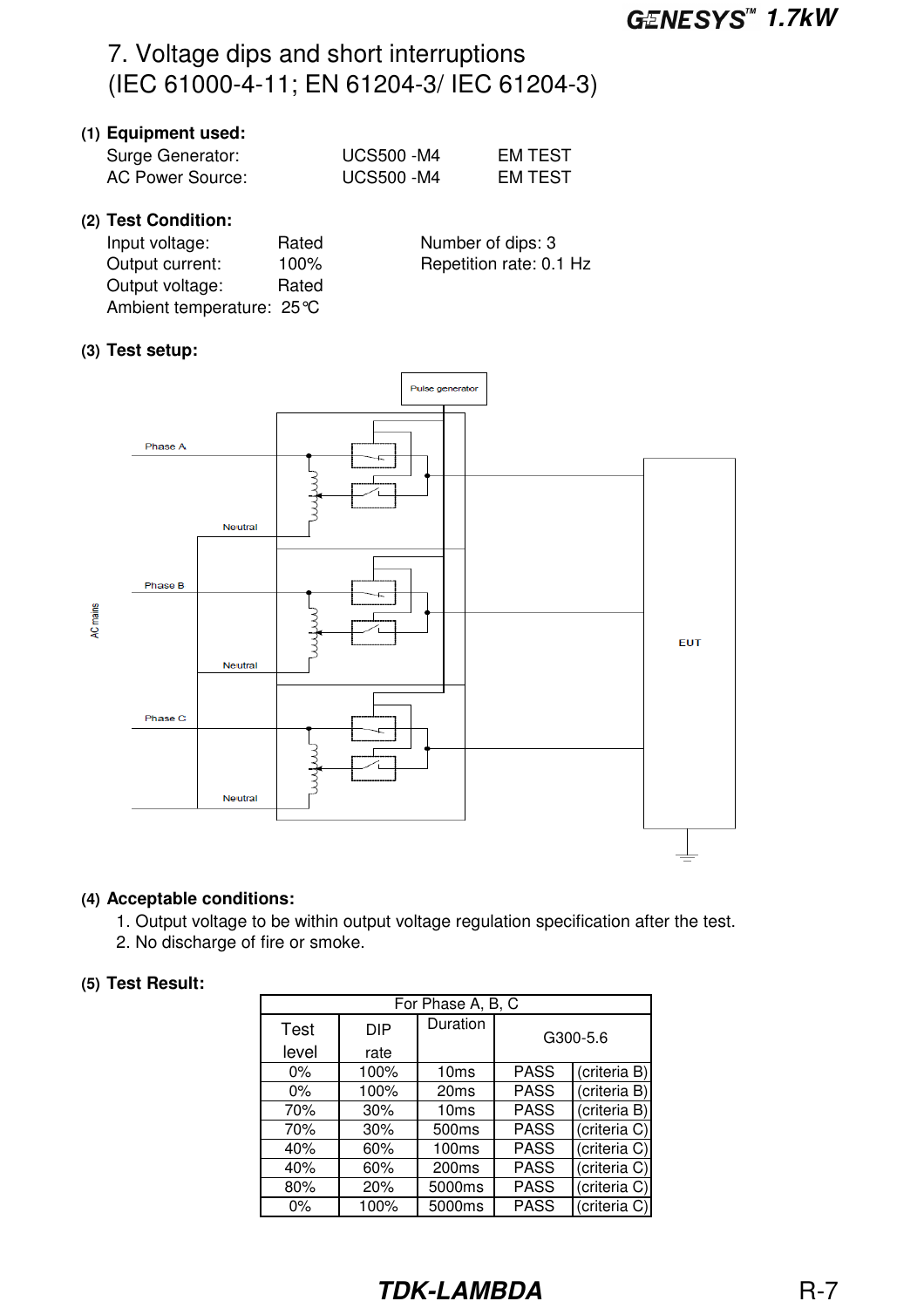# 7. Voltage dips and short interruptions
# (IEC 61000-4-11; EN 61204-3/ IEC 61204-3)

**(1) Equipment used:**

Surge Generator: UCS500 -M4 EM TEST
AC Power Source: UCS500 -M4 EM TEST

**(2) Test Condition:**

Input voltage: Rated
Output current: 100%
Output voltage: Rated
Ambient temperature: 25℃

Number of dips: 3
Repetition rate: 0.1 Hz

**(3) Test setup:**

Pulse generator
Phase A
Neutral
Phase B
Neutral
Phase C
Neutral
AC mains
EUT

**(4) Acceptable conditions:**

1. Output voltage to be within output voltage regulation specification after the test.
2. No discharge of fire or smoke.

**(5) Test Result:**

| For Phase A, B, C | | | | |
|---|---|---|---|---|
| Test level | DIP rate | Duration | G300-5.6 | |
| 0% | 100% | 10ms | PASS | (criteria B) |
| 0% | 100% | 20ms | PASS | (criteria B) |
| 70% | 30% | 10ms | PASS | (criteria B) |
| 70% | 30% | 500ms | PASS | (criteria C) |
| 40% | 60% | 100ms | PASS | (criteria C) |
| 40% | 60% | 200ms | PASS | (criteria C) |
| 80% | 20% | 5000ms | PASS | (criteria C) |
| 0% | 100% | 5000ms | PASS | (criteria C) |